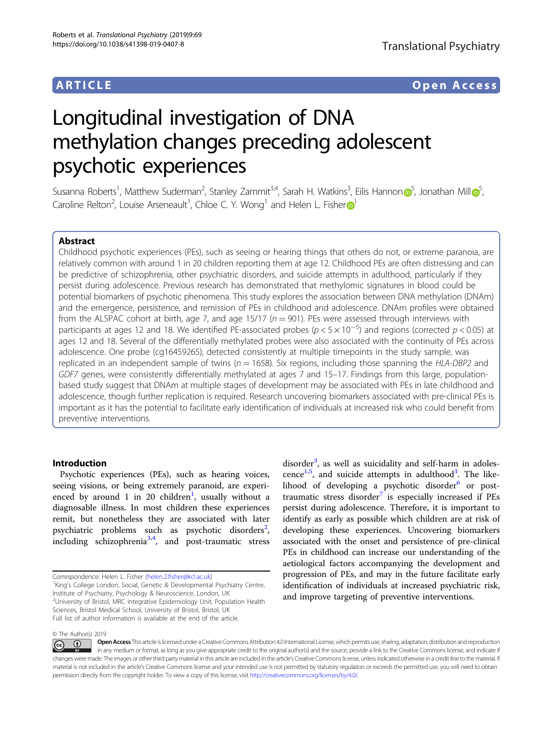ARTICLE Open Access

# Longitudinal investigation of DNA methylation changes preceding adolescent psychotic experiences

Susanna Roberts[1], Matthew Suderman[2], Stanley Zammit[3,4], Sarah H. Watkins[3], Eilis Hannon[5], Jonathan Mill[5], Caroline Relton[2], Louise Arseneault[1], Chloe C. Y. Wong[1] and Helen L. Fisher[1]

## Abstract

Childhood psychotic experiences (PEs), such as seeing or hearing things that others do not, or extreme paranoia, are relatively common with around 1 in 20 children reporting them at age 12. Childhood PEs are often distressing and can be predictive of schizophrenia, other psychiatric disorders, and suicide attempts in adulthood, particularly if they persist during adolescence. Previous research has demonstrated that methylomic signatures in blood could be potential biomarkers of psychotic phenomena. This study explores the association between DNA methylation (DNAm) and the emergence, persistence, and remission of PEs in childhood and adolescence. DNAm profiles were obtained from the ALSPAC cohort at birth, age 7, and age 15/17 ($n = 901$). PEs were assessed through interviews with participants at ages 12 and 18. We identified PE-associated probes ($p < 5 \times 10^{-5}$) and regions (corrected $p < 0.05$) at ages 12 and 18. Several of the differentially methylated probes were also associated with the continuity of PEs across adolescence. One probe (cg16459265), detected consistently at multiple timepoints in the study sample, was replicated in an independent sample of twins ($n = 1658$). Six regions, including those spanning the *HLA-DBP2* and *GDF7* genes, were consistently differentially methylated at ages 7 and 15–17. Findings from this large, population-based study suggest that DNAm at multiple stages of development may be associated with PEs in late childhood and adolescence, though further replication is required. Research uncovering biomarkers associated with pre-clinical PEs is important as it has the potential to facilitate early identification of individuals at increased risk who could benefit from preventive interventions.

## Introduction

Psychotic experiences (PEs), such as hearing voices, seeing visions, or being extremely paranoid, are experienced by around 1 in 20 children[1], usually without a diagnosable illness. In most children these experiences remit, but nonetheless they are associated with later psychiatric problems such as psychotic disorders[2], including schizophrenia[3,4], and post-traumatic stress disorder[3], as well as suicidality and self-harm in adolescence[1,5], and suicide attempts in adulthood[3]. The likelihood of developing a psychotic disorder[6] or post-traumatic stress disorder[7] is especially increased if PEs persist during adolescence. Therefore, it is important to identify as early as possible which children are at risk of developing these experiences. Uncovering biomarkers associated with the onset and persistence of pre-clinical PEs in childhood can increase our understanding of the aetiological factors accompanying the development and progression of PEs, and may in the future facilitate early identification of individuals at increased psychiatric risk, and improve targeting of preventive interventions.

Correspondence: Helen L. Fisher (helen.2.fisher@kcl.ac.uk)

[1]King's College London, Social, Genetic & Developmental Psychiatry Centre, Institute of Psychiatry, Psychology & Neuroscience, London, UK

[2]University of Bristol, MRC Integrative Epidemiology Unit, Population Health Sciences, Bristol Medical School, University of Bristol, Bristol, UK

Full list of author information is available at the end of the article.

© The Author(s) 2019

Open Access This article is licensed under a Creative Commons Attribution 4.0 International License, which permits use, sharing, adaptation, distribution and reproduction in any medium or format, as long as you give appropriate credit to the original author(s) and the source, provide a link to the Creative Commons license, and indicate if changes were made. The images or other third party material in this article are included in the article's Creative Commons license, unless indicated otherwise in a credit line to the material. If material is not included in the article's Creative Commons license and your intended use is not permitted by statutory regulation or exceeds the permitted use, you will need to obtain permission directly from the copyright holder. To view a copy of this license, visit http://creativecommons.org/licenses/by/4.0/.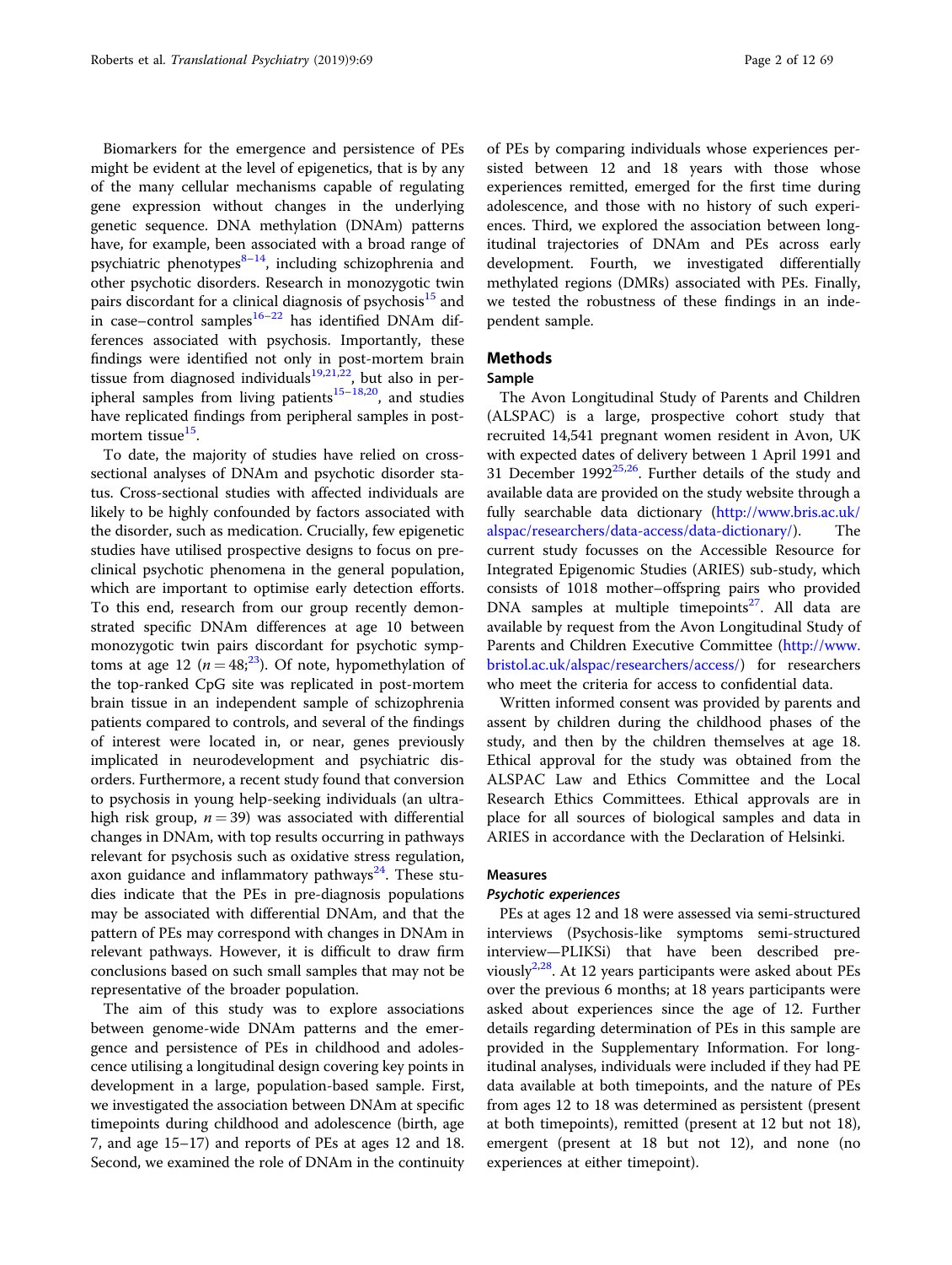Biomarkers for the emergence and persistence of PEs might be evident at the level of epigenetics, that is by any of the many cellular mechanisms capable of regulating gene expression without changes in the underlying genetic sequence. DNA methylation (DNAm) patterns have, for example, been associated with a broad range of psychiatric phenotypes[8–14], including schizophrenia and other psychotic disorders. Research in monozygotic twin pairs discordant for a clinical diagnosis of psychosis[15] and in case–control samples[16–22] has identified DNAm differences associated with psychosis. Importantly, these findings were identified not only in post-mortem brain tissue from diagnosed individuals[19,21,22], but also in peripheral samples from living patients[15–18,20], and studies have replicated findings from peripheral samples in post-mortem tissue[15].

To date, the majority of studies have relied on cross-sectional analyses of DNAm and psychotic disorder status. Cross-sectional studies with affected individuals are likely to be highly confounded by factors associated with the disorder, such as medication. Crucially, few epigenetic studies have utilised prospective designs to focus on pre-clinical psychotic phenomena in the general population, which are important to optimise early detection efforts. To this end, research from our group recently demonstrated specific DNAm differences at age 10 between monozygotic twin pairs discordant for psychotic symptoms at age 12 ($n = 48$;[23]). Of note, hypomethylation of the top-ranked CpG site was replicated in post-mortem brain tissue in an independent sample of schizophrenia patients compared to controls, and several of the findings of interest were located in, or near, genes previously implicated in neurodevelopment and psychiatric disorders. Furthermore, a recent study found that conversion to psychosis in young help-seeking individuals (an ultra-high risk group, $n = 39$) was associated with differential changes in DNAm, with top results occurring in pathways relevant for psychosis such as oxidative stress regulation, axon guidance and inflammatory pathways[24]. These studies indicate that the PEs in pre-diagnosis populations may be associated with differential DNAm, and that the pattern of PEs may correspond with changes in DNAm in relevant pathways. However, it is difficult to draw firm conclusions based on such small samples that may not be representative of the broader population.

The aim of this study was to explore associations between genome-wide DNAm patterns and the emergence and persistence of PEs in childhood and adolescence utilising a longitudinal design covering key points in development in a large, population-based sample. First, we investigated the association between DNAm at specific timepoints during childhood and adolescence (birth, age 7, and age 15–17) and reports of PEs at ages 12 and 18. Second, we examined the role of DNAm in the continuity of PEs by comparing individuals whose experiences persisted between 12 and 18 years with those whose experiences remitted, emerged for the first time during adolescence, and those with no history of such experiences. Third, we explored the association between longitudinal trajectories of DNAm and PEs across early development. Fourth, we investigated differentially methylated regions (DMRs) associated with PEs. Finally, we tested the robustness of these findings in an independent sample.

## Methods

### Sample

The Avon Longitudinal Study of Parents and Children (ALSPAC) is a large, prospective cohort study that recruited 14,541 pregnant women resident in Avon, UK with expected dates of delivery between 1 April 1991 and 31 December 1992[25,26]. Further details of the study and available data are provided on the study website through a fully searchable data dictionary (http://www.bris.ac.uk/alspac/researchers/data-access/data-dictionary/). The current study focusses on the Accessible Resource for Integrated Epigenomic Studies (ARIES) sub-study, which consists of 1018 mother–offspring pairs who provided DNA samples at multiple timepoints[27]. All data are available by request from the Avon Longitudinal Study of Parents and Children Executive Committee (http://www.bristol.ac.uk/alspac/researchers/access/) for researchers who meet the criteria for access to confidential data.

Written informed consent was provided by parents and assent by children during the childhood phases of the study, and then by the children themselves at age 18. Ethical approval for the study was obtained from the ALSPAC Law and Ethics Committee and the Local Research Ethics Committees. Ethical approvals are in place for all sources of biological samples and data in ARIES in accordance with the Declaration of Helsinki.

### Measures

#### *Psychotic experiences*

PEs at ages 12 and 18 were assessed via semi-structured interviews (Psychosis-like symptoms semi-structured interview—PLIKSi) that have been described previously[2,28]. At 12 years participants were asked about PEs over the previous 6 months; at 18 years participants were asked about experiences since the age of 12. Further details regarding determination of PEs in this sample are provided in the Supplementary Information. For longitudinal analyses, individuals were included if they had PE data available at both timepoints, and the nature of PEs from ages 12 to 18 was determined as persistent (present at both timepoints), remitted (present at 12 but not 18), emergent (present at 18 but not 12), and none (no experiences at either timepoint).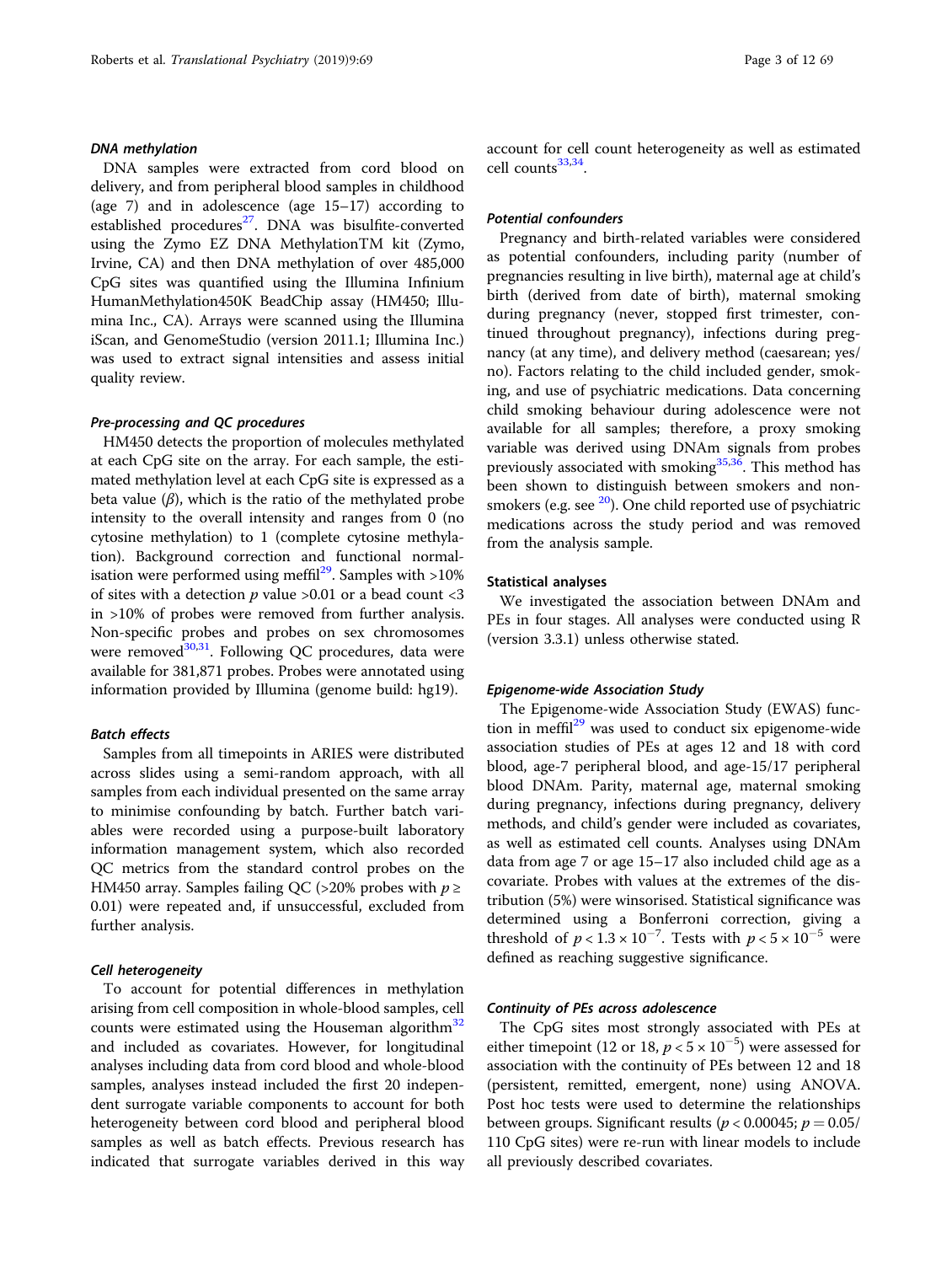#### *DNA methylation*

DNA samples were extracted from cord blood on delivery, and from peripheral blood samples in childhood (age 7) and in adolescence (age 15–17) according to established procedures[27]. DNA was bisulfite-converted using the Zymo EZ DNA MethylationTM kit (Zymo, Irvine, CA) and then DNA methylation of over 485,000 CpG sites was quantified using the Illumina Infinium HumanMethylation450K BeadChip assay (HM450; Illumina Inc., CA). Arrays were scanned using the Illumina iScan, and GenomeStudio (version 2011.1; Illumina Inc.) was used to extract signal intensities and assess initial quality review.

#### *Pre-processing and QC procedures*

HM450 detects the proportion of molecules methylated at each CpG site on the array. For each sample, the estimated methylation level at each CpG site is expressed as a beta value ($\beta$), which is the ratio of the methylated probe intensity to the overall intensity and ranges from 0 (no cytosine methylation) to 1 (complete cytosine methylation). Background correction and functional normalisation were performed using meffil[29]. Samples with >10% of sites with a detection $p$ value >0.01 or a bead count <3 in >10% of probes were removed from further analysis. Non-specific probes and probes on sex chromosomes were removed[30,31]. Following QC procedures, data were available for 381,871 probes. Probes were annotated using information provided by Illumina (genome build: hg19).

#### *Batch effects*

Samples from all timepoints in ARIES were distributed across slides using a semi-random approach, with all samples from each individual presented on the same array to minimise confounding by batch. Further batch variables were recorded using a purpose-built laboratory information management system, which also recorded QC metrics from the standard control probes on the HM450 array. Samples failing QC (>20% probes with $p \geq 0.01$) were repeated and, if unsuccessful, excluded from further analysis.

#### *Cell heterogeneity*

To account for potential differences in methylation arising from cell composition in whole-blood samples, cell counts were estimated using the Houseman algorithm[32] and included as covariates. However, for longitudinal analyses including data from cord blood and whole-blood samples, analyses instead included the first 20 independent surrogate variable components to account for both heterogeneity between cord blood and peripheral blood samples as well as batch effects. Previous research has indicated that surrogate variables derived in this way account for cell count heterogeneity as well as estimated cell counts[33,34].

#### *Potential confounders*

Pregnancy and birth-related variables were considered as potential confounders, including parity (number of pregnancies resulting in live birth), maternal age at child's birth (derived from date of birth), maternal smoking during pregnancy (never, stopped first trimester, continued throughout pregnancy), infections during pregnancy (at any time), and delivery method (caesarean; yes/no). Factors relating to the child included gender, smoking, and use of psychiatric medications. Data concerning child smoking behaviour during adolescence were not available for all samples; therefore, a proxy smoking variable was derived using DNAm signals from probes previously associated with smoking[35,36]. This method has been shown to distinguish between smokers and non-smokers (e.g. see [20]). One child reported use of psychiatric medications across the study period and was removed from the analysis sample.

### Statistical analyses

We investigated the association between DNAm and PEs in four stages. All analyses were conducted using R (version 3.3.1) unless otherwise stated.

#### *Epigenome-wide Association Study*

The Epigenome-wide Association Study (EWAS) function in meffil[29] was used to conduct six epigenome-wide association studies of PEs at ages 12 and 18 with cord blood, age-7 peripheral blood, and age-15/17 peripheral blood DNAm. Parity, maternal age, maternal smoking during pregnancy, infections during pregnancy, delivery methods, and child's gender were included as covariates, as well as estimated cell counts. Analyses using DNAm data from age 7 or age 15–17 also included child age as a covariate. Probes with values at the extremes of the distribution (5%) were winsorised. Statistical significance was determined using a Bonferroni correction, giving a threshold of $p < 1.3 \times 10^{-7}$. Tests with $p < 5 \times 10^{-5}$ were defined as reaching suggestive significance.

#### *Continuity of PEs across adolescence*

The CpG sites most strongly associated with PEs at either timepoint (12 or 18, $p < 5 \times 10^{-5}$) were assessed for association with the continuity of PEs between 12 and 18 (persistent, remitted, emergent, none) using ANOVA. Post hoc tests were used to determine the relationships between groups. Significant results ($p < 0.00045$; $p = 0.05/110$ CpG sites) were re-run with linear models to include all previously described covariates.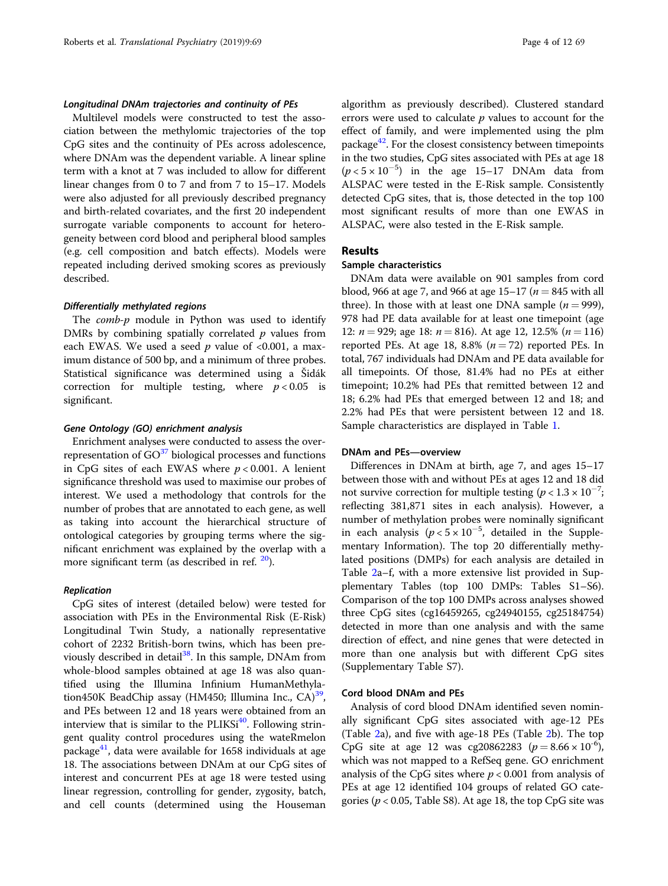#### *Longitudinal DNAm trajectories and continuity of PEs*

Multilevel models were constructed to test the association between the methylomic trajectories of the top CpG sites and the continuity of PEs across adolescence, where DNAm was the dependent variable. A linear spline term with a knot at 7 was included to allow for different linear changes from 0 to 7 and from 7 to 15–17. Models were also adjusted for all previously described pregnancy and birth-related covariates, and the first 20 independent surrogate variable components to account for heterogeneity between cord blood and peripheral blood samples (e.g. cell composition and batch effects). Models were repeated including derived smoking scores as previously described.

#### *Differentially methylated regions*

The *comb-p* module in Python was used to identify DMRs by combining spatially correlated *p* values from each EWAS. We used a seed *p* value of <0.001, a maximum distance of 500 bp, and a minimum of three probes. Statistical significance was determined using a Šidák correction for multiple testing, where $p < 0.05$ is significant.

#### *Gene Ontology (GO) enrichment analysis*

Enrichment analyses were conducted to assess the over-representation of GO[37] biological processes and functions in CpG sites of each EWAS where $p < 0.001$. A lenient significance threshold was used to maximise our probes of interest. We used a methodology that controls for the number of probes that are annotated to each gene, as well as taking into account the hierarchical structure of ontological categories by grouping terms where the significant enrichment was explained by the overlap with a more significant term (as described in ref. [20]).

#### *Replication*

CpG sites of interest (detailed below) were tested for association with PEs in the Environmental Risk (E-Risk) Longitudinal Twin Study, a nationally representative cohort of 2232 British-born twins, which has been previously described in detail[38]. In this sample, DNAm from whole-blood samples obtained at age 18 was also quantified using the Illumina Infinium HumanMethylation450K BeadChip assay (HM450; Illumina Inc., CA)[39], and PEs between 12 and 18 years were obtained from an interview that is similar to the PLIKSi[40]. Following stringent quality control procedures using the wateRmelon package[41], data were available for 1658 individuals at age 18. The associations between DNAm at our CpG sites of interest and concurrent PEs at age 18 were tested using linear regression, controlling for gender, zygosity, batch, and cell counts (determined using the Houseman algorithm as previously described). Clustered standard errors were used to calculate *p* values to account for the effect of family, and were implemented using the plm package[42]. For the closest consistency between timepoints in the two studies, CpG sites associated with PEs at age 18 ($p < 5 \times 10^{-5}$) in the age 15–17 DNAm data from ALSPAC were tested in the E-Risk sample. Consistently detected CpG sites, that is, those detected in the top 100 most significant results of more than one EWAS in ALSPAC, were also tested in the E-Risk sample.

## Results

### Sample characteristics

DNAm data were available on 901 samples from cord blood, 966 at age 7, and 966 at age 15–17 ($n = 845$ with all three). In those with at least one DNA sample ($n = 999$), 978 had PE data available for at least one timepoint (age 12: $n = 929$; age 18: $n = 816$). At age 12, 12.5% ($n = 116$) reported PEs. At age 18, 8.8% ($n = 72$) reported PEs. In total, 767 individuals had DNAm and PE data available for all timepoints. Of those, 81.4% had no PEs at either timepoint; 10.2% had PEs that remitted between 12 and 18; 6.2% had PEs that emerged between 12 and 18; and 2.2% had PEs that were persistent between 12 and 18. Sample characteristics are displayed in Table 1.

### DNAm and PEs—overview

Differences in DNAm at birth, age 7, and ages 15–17 between those with and without PEs at ages 12 and 18 did not survive correction for multiple testing ($p < 1.3 \times 10^{-7}$; reflecting 381,871 sites in each analysis). However, a number of methylation probes were nominally significant in each analysis ($p < 5 \times 10^{-5}$, detailed in the Supplementary Information). The top 20 differentially methylated positions (DMPs) for each analysis are detailed in Table 2a–f, with a more extensive list provided in Supplementary Tables (top 100 DMPs: Tables S1–S6). Comparison of the top 100 DMPs across analyses showed three CpG sites (cg16459265, cg24940155, cg25184754) detected in more than one analysis and with the same direction of effect, and nine genes that were detected in more than one analysis but with different CpG sites (Supplementary Table S7).

### Cord blood DNAm and PEs

Analysis of cord blood DNAm identified seven nominally significant CpG sites associated with age-12 PEs (Table 2a), and five with age-18 PEs (Table 2b). The top CpG site at age 12 was cg20862283 ($p = 8.66 \times 10^{-6}$), which was not mapped to a RefSeq gene. GO enrichment analysis of the CpG sites where $p < 0.001$ from analysis of PEs at age 12 identified 104 groups of related GO categories ($p < 0.05$, Table S8). At age 18, the top CpG site was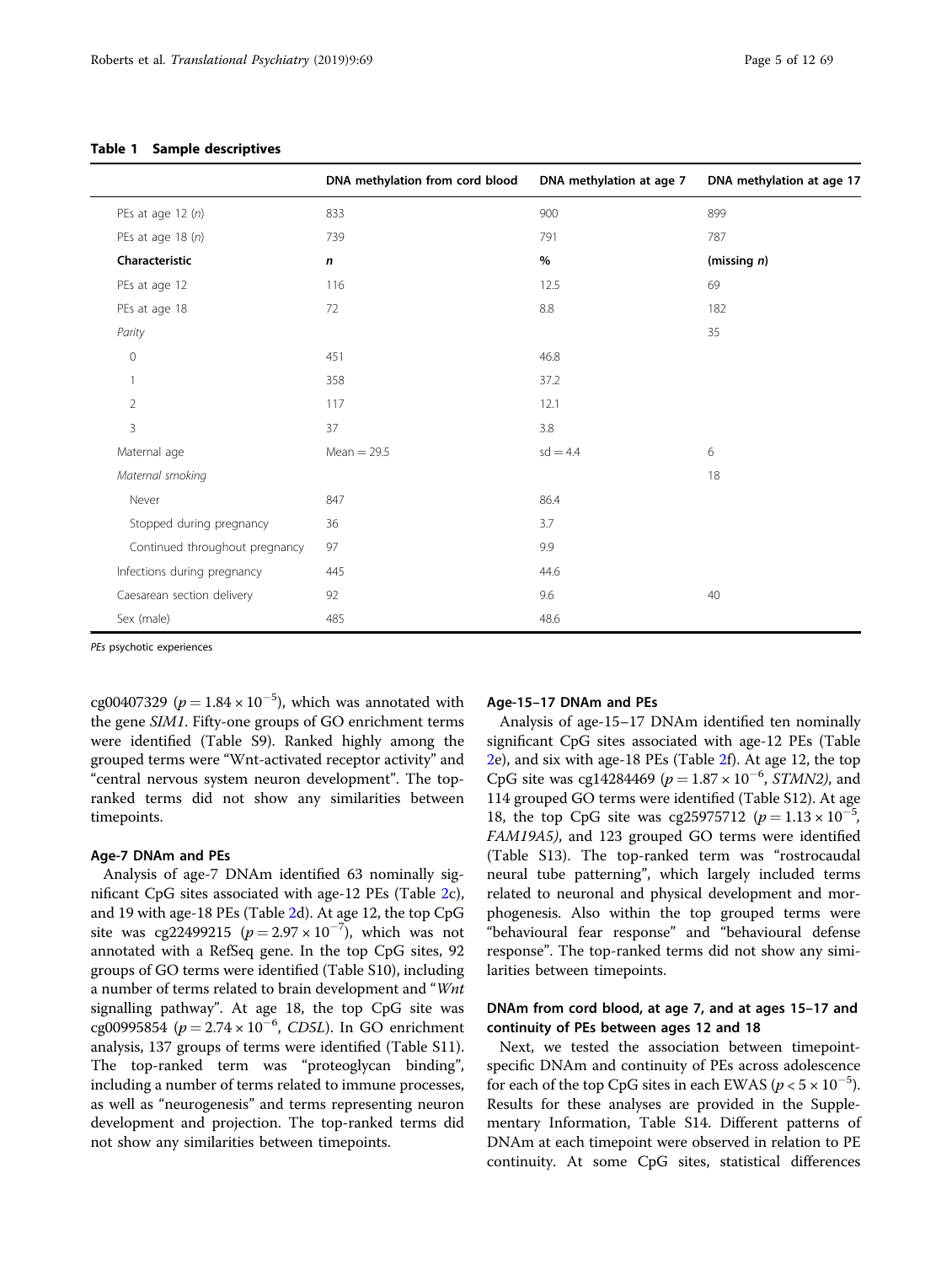**Table 1 Sample descriptives**

| | DNA methylation from cord blood | DNA methylation at age 7 | DNA methylation at age 17 |
|---|---|---|---|
| PEs at age 12 (*n*) | 833 | 900 | 899 |
| PEs at age 18 (*n*) | 739 | 791 | 787 |
| **Characteristic** | ***n*** | **%** | **(missing *n*)** |
| PEs at age 12 | 116 | 12.5 | 69 |
| PEs at age 18 | 72 | 8.8 | 182 |
| *Parity* | | | 35 |
| 0 | 451 | 46.8 | |
| 1 | 358 | 37.2 | |
| 2 | 117 | 12.1 | |
| 3 | 37 | 3.8 | |
| Maternal age | Mean = 29.5 | sd = 4.4 | 6 |
| *Maternal smoking* | | | 18 |
| Never | 847 | 86.4 | |
| Stopped during pregnancy | 36 | 3.7 | |
| Continued throughout pregnancy | 97 | 9.9 | |
| Infections during pregnancy | 445 | 44.6 | |
| Caesarean section delivery | 92 | 9.6 | 40 |
| Sex (male) | 485 | 48.6 | |

*PEs* psychotic experiences

cg00407329 ($p = 1.84 \times 10^{-5}$), which was annotated with the gene *SIM1*. Fifty-one groups of GO enrichment terms were identified (Table S9). Ranked highly among the grouped terms were "Wnt-activated receptor activity" and "central nervous system neuron development". The top-ranked terms did not show any similarities between timepoints.

### Age-7 DNAm and PEs

Analysis of age-7 DNAm identified 63 nominally significant CpG sites associated with age-12 PEs (Table 2c), and 19 with age-18 PEs (Table 2d). At age 12, the top CpG site was cg22499215 ($p = 2.97 \times 10^{-7}$), which was not annotated with a RefSeq gene. In the top CpG sites, 92 groups of GO terms were identified (Table S10), including a number of terms related to brain development and "*Wnt* signalling pathway". At age 18, the top CpG site was cg00995854 ($p = 2.74 \times 10^{-6}$, *CD5L*). In GO enrichment analysis, 137 groups of terms were identified (Table S11). The top-ranked term was "proteoglycan binding", including a number of terms related to immune processes, as well as "neurogenesis" and terms representing neuron development and projection. The top-ranked terms did not show any similarities between timepoints.

### Age-15–17 DNAm and PEs

Analysis of age-15–17 DNAm identified ten nominally significant CpG sites associated with age-12 PEs (Table 2e), and six with age-18 PEs (Table 2f). At age 12, the top CpG site was cg14284469 ($p = 1.87 \times 10^{-6}$, *STMN2)*, and 114 grouped GO terms were identified (Table S12). At age 18, the top CpG site was cg25975712 ($p = 1.13 \times 10^{-5}$, *FAM19A5)*, and 123 grouped GO terms were identified (Table S13). The top-ranked term was "rostrocaudal neural tube patterning", which largely included terms related to neuronal and physical development and morphogenesis. Also within the top grouped terms were "behavioural fear response" and "behavioural defense response". The top-ranked terms did not show any similarities between timepoints.

### DNAm from cord blood, at age 7, and at ages 15–17 and continuity of PEs between ages 12 and 18

Next, we tested the association between timepoint-specific DNAm and continuity of PEs across adolescence for each of the top CpG sites in each EWAS ($p < 5 \times 10^{-5}$). Results for these analyses are provided in the Supplementary Information, Table S14. Different patterns of DNAm at each timepoint were observed in relation to PE continuity. At some CpG sites, statistical differences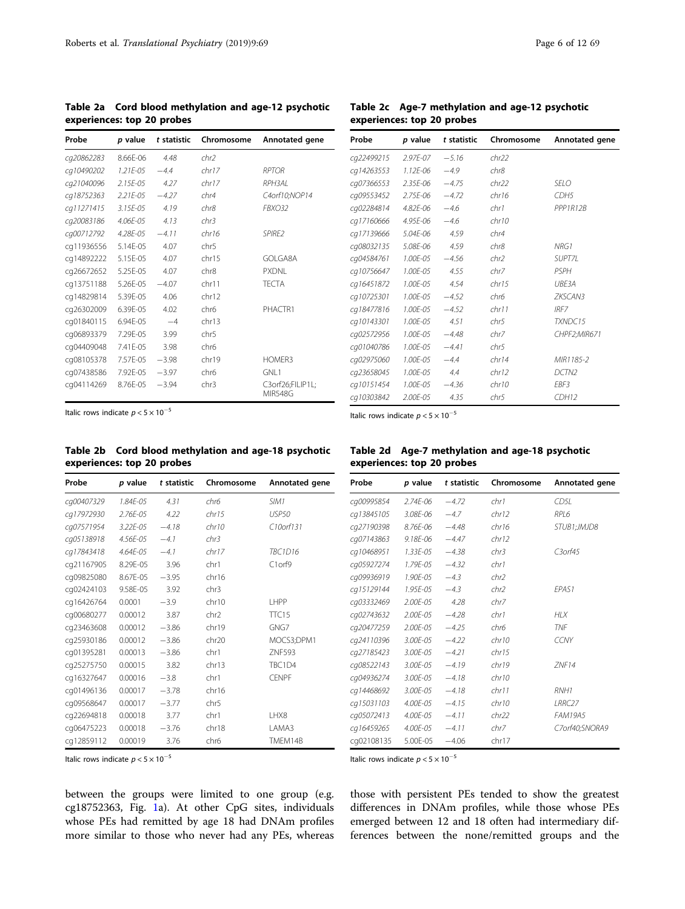**Table 2a Cord blood methylation and age-12 psychotic experiences: top 20 probes**

| Probe | *p* value | *t* statistic | Chromosome | Annotated gene |
|---|---|---|---|---|
| *cg20862283* | *8.66E-06* | *4.48* | *chr2* | |
| *cg10490202* | *1.21E-05* | *−4.4* | *chr17* | *RPTOR* |
| *cg21040096* | *2.15E-05* | *4.27* | *chr17* | *RPH3AL* |
| *cg18752363* | *2.21E-05* | *−4.27* | *chr4* | *C4orf10;NOP14* |
| *cg11271415* | *3.15E-05* | *4.19* | *chr8* | *FBXO32* |
| *cg20083186* | *4.06E-05* | *4.13* | *chr3* | |
| *cg00712792* | *4.28E-05* | *−4.11* | *chr16* | *SPIRE2* |
| cg11936556 | 5.14E-05 | 4.07 | chr5 | |
| cg14892222 | 5.15E-05 | 4.07 | chr15 | GOLGA8A |
| cg26672652 | 5.25E-05 | 4.07 | chr8 | PXDNL |
| cg13751188 | 5.26E-05 | −4.07 | chr11 | TECTA |
| cg14829814 | 5.39E-05 | 4.06 | chr12 | |
| cg26302009 | 6.39E-05 | 4.02 | chr6 | PHACTR1 |
| cg01840115 | 6.94E-05 | −4 | chr13 | |
| cg06893379 | 7.29E-05 | 3.99 | chr5 | |
| cg04409048 | 7.41E-05 | 3.98 | chr6 | |
| cg08105378 | 7.57E-05 | −3.98 | chr19 | HOMER3 |
| cg07438586 | 7.92E-05 | −3.97 | chr6 | GNL1 |
| cg04114269 | 8.76E-05 | −3.94 | chr3 | C3orf26;FILIP1L; MIR548G |

Italic rows indicate $p < 5 \times 10^{-5}$

**Table 2b Cord blood methylation and age-18 psychotic experiences: top 20 probes**

| Probe | *p* value | *t* statistic | Chromosome | Annotated gene |
|---|---|---|---|---|
| *cg00407329* | *1.84E-05* | *4.31* | *chr6* | *SIM1* |
| *cg17972930* | *2.76E-05* | *4.22* | *chr15* | *USP50* |
| *cg07571954* | *3.22E-05* | *−4.18* | *chr10* | *C10orf131* |
| *cg05138918* | *4.56E-05* | *−4.1* | *chr3* | |
| *cg17843418* | *4.64E-05* | *−4.1* | *chr17* | *TBC1D16* |
| cg21167905 | 8.29E-05 | 3.96 | chr1 | C1orf9 |
| cg09825080 | 8.67E-05 | −3.95 | chr16 | |
| cg02424103 | 9.58E-05 | 3.92 | chr3 | |
| cg16426764 | 0.0001 | −3.9 | chr10 | LHPP |
| cg00680277 | 0.00012 | 3.87 | chr2 | TTC15 |
| cg23463608 | 0.00012 | −3.86 | chr19 | GNG7 |
| cg25930186 | 0.00012 | −3.86 | chr20 | MOCS3;DPM1 |
| cg01395281 | 0.00013 | −3.86 | chr1 | ZNF593 |
| cg25275750 | 0.00015 | 3.82 | chr13 | TBC1D4 |
| cg16327647 | 0.00016 | −3.8 | chr1 | CENPF |
| cg01496136 | 0.00017 | −3.78 | chr16 | |
| cg09568647 | 0.00017 | −3.77 | chr5 | |
| cg22694818 | 0.00018 | 3.77 | chr1 | LHX8 |
| cg06475223 | 0.00018 | −3.76 | chr18 | LAMA3 |
| cg12859112 | 0.00019 | 3.76 | chr6 | TMEM14B |

Italic rows indicate $p < 5 \times 10^{-5}$

**Table 2c Age-7 methylation and age-12 psychotic experiences: top 20 probes**

| Probe | *p* value | *t* statistic | Chromosome | Annotated gene |
|---|---|---|---|---|
| *cg22499215* | *2.97E-07* | *−5.16* | *chr22* | |
| *cg14263553* | *1.12E-06* | *−4.9* | *chr8* | |
| *cg07366553* | *2.35E-06* | *−4.75* | *chr22* | *SELO* |
| *cg09553452* | *2.75E-06* | *−4.72* | *chr16* | *CDH5* |
| *cg02284814* | *4.82E-06* | *−4.6* | *chr1* | *PPP1R12B* |
| *cg17160666* | *4.95E-06* | *−4.6* | *chr10* | |
| *cg17139666* | *5.04E-06* | *4.59* | *chr4* | |
| *cg08032135* | *5.08E-06* | *4.59* | *chr8* | *NRG1* |
| *cg04584761* | *1.00E-05* | *−4.56* | *chr2* | *SUPT7L* |
| *cg10756647* | *1.00E-05* | *4.55* | *chr7* | *PSPH* |
| *cg16451872* | *1.00E-05* | *4.54* | *chr15* | *UBE3A* |
| *cg10725301* | *1.00E-05* | *−4.52* | *chr6* | *ZKSCAN3* |
| *cg18477816* | *1.00E-05* | *−4.52* | *chr11* | *IRF7* |
| *cg10143301* | *1.00E-05* | *4.51* | *chr5* | *TXNDC15* |
| *cg02572956* | *1.00E-05* | *−4.48* | *chr7* | *CHPF2;MIR671* |
| *cg01040786* | *1.00E-05* | *−4.41* | *chr5* | |
| *cg02975060* | *1.00E-05* | *−4.4* | *chr14* | *MIR1185-2* |
| *cg23658045* | *1.00E-05* | *4.4* | *chr12* | *DCTN2* |
| *cg10151454* | *1.00E-05* | *−4.36* | *chr10* | *EBF3* |
| *cg10303842* | *2.00E-05* | *4.35* | *chr5* | *CDH12* |

Italic rows indicate $p < 5 \times 10^{-5}$

**Table 2d Age-7 methylation and age-18 psychotic experiences: top 20 probes**

| Probe | *p* value | *t* statistic | Chromosome | Annotated gene |
|---|---|---|---|---|
| *cg00995854* | *2.74E-06* | *−4.72* | *chr1* | *CD5L* |
| *cg13845105* | *3.08E-06* | *−4.7* | *chr12* | *RPL6* |
| *cg27190398* | *8.76E-06* | *−4.48* | *chr16* | *STUB1;JMJD8* |
| *cg07143863* | *9.18E-06* | *−4.47* | *chr12* | |
| *cg10468951* | *1.33E-05* | *−4.38* | *chr3* | *C3orf45* |
| *cg05927274* | *1.79E-05* | *−4.32* | *chr1* | |
| *cg09936919* | *1.90E-05* | *−4.3* | *chr2* | |
| *cg15129144* | *1.95E-05* | *−4.3* | *chr2* | *EPAS1* |
| *cg03332469* | *2.00E-05* | *4.28* | *chr7* | |
| *cg02743632* | *2.00E-05* | *−4.28* | *chr1* | *HLX* |
| *cg20477259* | *2.00E-05* | *−4.25* | *chr6* | *TNF* |
| *cg24110396* | *3.00E-05* | *−4.22* | *chr10* | *CCNY* |
| *cg27185423* | *3.00E-05* | *−4.21* | *chr15* | |
| *cg08522143* | *3.00E-05* | *−4.19* | *chr19* | *ZNF14* |
| *cg04936274* | *3.00E-05* | *−4.18* | *chr10* | |
| *cg14468692* | *3.00E-05* | *−4.18* | *chr11* | *RNH1* |
| *cg15031103* | *4.00E-05* | *−4.15* | *chr10* | *LRRC27* |
| *cg05072413* | *4.00E-05* | *−4.11* | *chr22* | *FAM19A5* |
| *cg16459265* | *4.00E-05* | *−4.11* | *chr7* | *C7orf40;SNORA9* |
| cg02108135 | 5.00E-05 | −4.06 | chr17 | |

Italic rows indicate $p < 5 \times 10^{-5}$

between the groups were limited to one group (e.g. cg18752363, Fig. 1a). At other CpG sites, individuals whose PEs had remitted by age 18 had DNAm profiles more similar to those who never had any PEs, whereas those with persistent PEs tended to show the greatest differences in DNAm profiles, while those whose PEs emerged between 12 and 18 often had intermediary differences between the none/remitted groups and the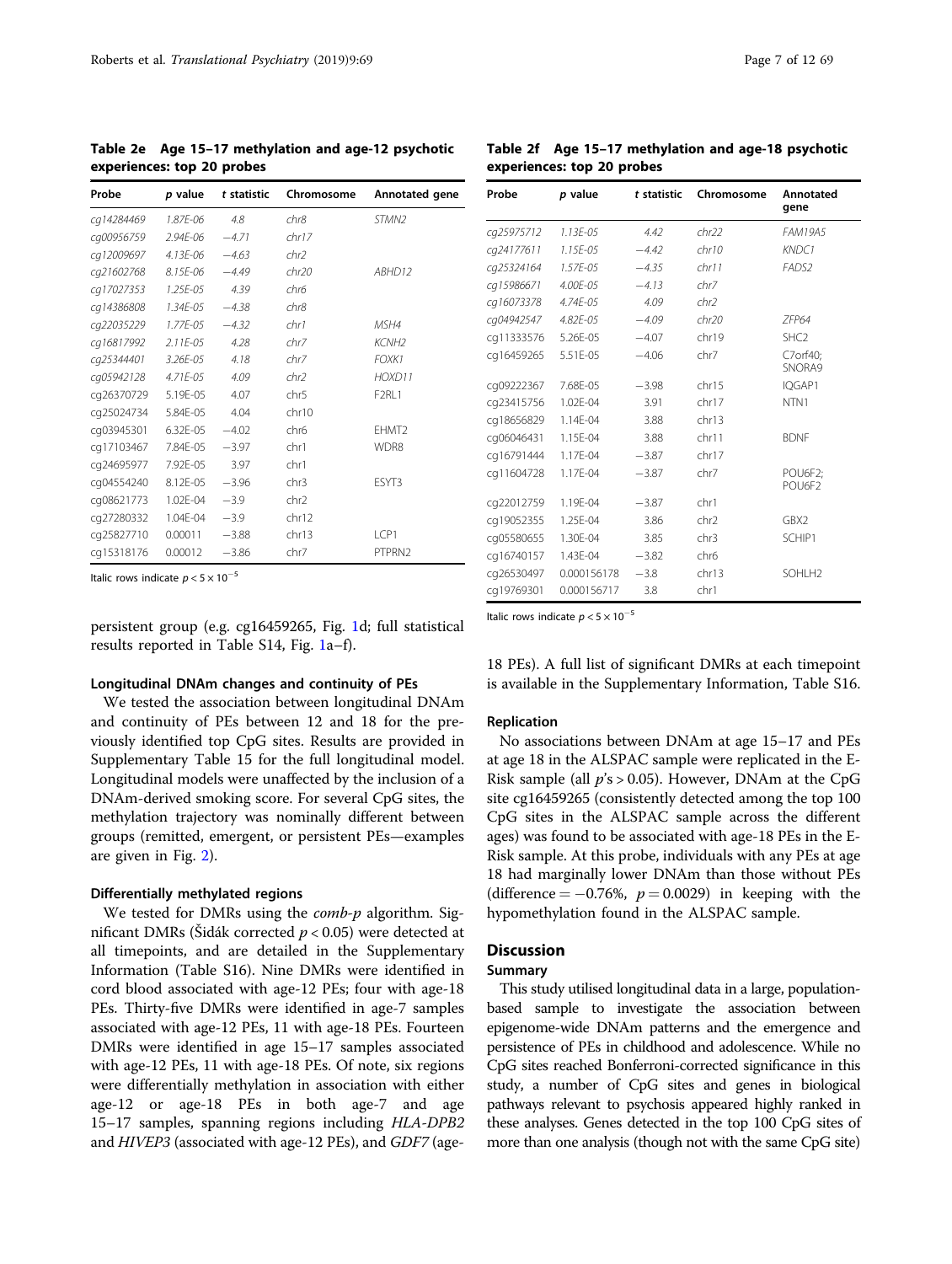**Table 2e Age 15–17 methylation and age-12 psychotic experiences: top 20 probes**

| Probe | *p* value | *t* statistic | Chromosome | Annotated gene |
|---|---|---|---|---|
| *cg14284469* | *1.87E-06* | *4.8* | *chr8* | *STMN2* |
| *cg00956759* | *2.94E-06* | *−4.71* | *chr17* | |
| *cg12009697* | *4.13E-06* | *−4.63* | *chr2* | |
| *cg21602768* | *8.15E-06* | *−4.49* | *chr20* | *ABHD12* |
| *cg17027353* | *1.25E-05* | *4.39* | *chr6* | |
| *cg14386808* | *1.34E-05* | *−4.38* | *chr8* | |
| *cg22035229* | *1.77E-05* | *−4.32* | *chr1* | *MSH4* |
| *cg16817992* | *2.11E-05* | *4.28* | *chr7* | *KCNH2* |
| *cg25344401* | *3.26E-05* | *4.18* | *chr7* | *FOXK1* |
| *cg05942128* | *4.71E-05* | *4.09* | *chr2* | *HOXD11* |
| cg26370729 | 5.19E-05 | 4.07 | chr5 | F2RL1 |
| cg25024734 | 5.84E-05 | 4.04 | chr10 | |
| cg03945301 | 6.32E-05 | −4.02 | chr6 | EHMT2 |
| cg17103467 | 7.84E-05 | −3.97 | chr1 | WDR8 |
| cg24695977 | 7.92E-05 | 3.97 | chr1 | |
| cg04554240 | 8.12E-05 | −3.96 | chr3 | ESYT3 |
| cg08621773 | 1.02E-04 | −3.9 | chr2 | |
| cg27280332 | 1.04E-04 | −3.9 | chr12 | |
| cg25827710 | 0.00011 | −3.88 | chr13 | LCP1 |
| cg15318176 | 0.00012 | −3.86 | chr7 | PTPRN2 |

Italic rows indicate $p < 5 \times 10^{-5}$

**Table 2f Age 15–17 methylation and age-18 psychotic experiences: top 20 probes**

| Probe | *p* value | *t* statistic | Chromosome | Annotated gene |
|---|---|---|---|---|
| *cg25975712* | *1.13E-05* | *4.42* | *chr22* | *FAM19A5* |
| *cg24177611* | *1.15E-05* | *−4.42* | *chr10* | *KNDC1* |
| *cg25324164* | *1.57E-05* | *−4.35* | *chr11* | *FADS2* |
| *cg15986671* | *4.00E-05* | *−4.13* | *chr7* | |
| *cg16073378* | *4.74E-05* | *4.09* | *chr2* | |
| *cg04942547* | *4.82E-05* | *−4.09* | *chr20* | *ZFP64* |
| cg11333576 | 5.26E-05 | −4.07 | chr19 | SHC2 |
| cg16459265 | 5.51E-05 | −4.06 | chr7 | C7orf40; SNORA9 |
| cg09222367 | 7.68E-05 | −3.98 | chr15 | IQGAP1 |
| cg23415756 | 1.02E-04 | 3.91 | chr17 | NTN1 |
| cg18656829 | 1.14E-04 | 3.88 | chr13 | |
| cg06046431 | 1.15E-04 | 3.88 | chr11 | BDNF |
| cg16791444 | 1.17E-04 | −3.87 | chr17 | |
| cg11604728 | 1.17E-04 | −3.87 | chr7 | POU6F2; POU6F2 |
| cg22012759 | 1.19E-04 | −3.87 | chr1 | |
| cg19052355 | 1.25E-04 | 3.86 | chr2 | GBX2 |
| cg05580655 | 1.30E-04 | 3.85 | chr3 | SCHIP1 |
| cg16740157 | 1.43E-04 | −3.82 | chr6 | |
| cg26530497 | 0.000156178 | −3.8 | chr13 | SOHLH2 |
| cg19769301 | 0.000156717 | 3.8 | chr1 | |

Italic rows indicate $p < 5 \times 10^{-5}$

persistent group (e.g. cg16459265, Fig. 1d; full statistical results reported in Table S14, Fig. 1a–f).

#### Longitudinal DNAm changes and continuity of PEs

We tested the association between longitudinal DNAm and continuity of PEs between 12 and 18 for the previously identified top CpG sites. Results are provided in Supplementary Table 15 for the full longitudinal model. Longitudinal models were unaffected by the inclusion of a DNAm-derived smoking score. For several CpG sites, the methylation trajectory was nominally different between groups (remitted, emergent, or persistent PEs—examples are given in Fig. 2).

#### Differentially methylated regions

We tested for DMRs using the *comb-p* algorithm. Significant DMRs (Šidák corrected $p < 0.05$) were detected at all timepoints, and are detailed in the Supplementary Information (Table S16). Nine DMRs were identified in cord blood associated with age-12 PEs; four with age-18 PEs. Thirty-five DMRs were identified in age-7 samples associated with age-12 PEs, 11 with age-18 PEs. Fourteen DMRs were identified in age 15–17 samples associated with age-12 PEs, 11 with age-18 PEs. Of note, six regions were differentially methylation in association with either age-12 or age-18 PEs in both age-7 and age 15–17 samples, spanning regions including *HLA-DPB2* and *HIVEP3* (associated with age-12 PEs), and *GDF7* (age-18 PEs). A full list of significant DMRs at each timepoint is available in the Supplementary Information, Table S16.

#### Replication

No associations between DNAm at age 15–17 and PEs at age 18 in the ALSPAC sample were replicated in the E-Risk sample (all $p$'s > 0.05). However, DNAm at the CpG site cg16459265 (consistently detected among the top 100 CpG sites in the ALSPAC sample across the different ages) was found to be associated with age-18 PEs in the E-Risk sample. At this probe, individuals with any PEs at age 18 had marginally lower DNAm than those without PEs (difference = −0.76%, $p = 0.0029$) in keeping with the hypomethylation found in the ALSPAC sample.

## Discussion

### Summary

This study utilised longitudinal data in a large, population-based sample to investigate the association between epigenome-wide DNAm patterns and the emergence and persistence of PEs in childhood and adolescence. While no CpG sites reached Bonferroni-corrected significance in this study, a number of CpG sites and genes in biological pathways relevant to psychosis appeared highly ranked in these analyses. Genes detected in the top 100 CpG sites of more than one analysis (though not with the same CpG site)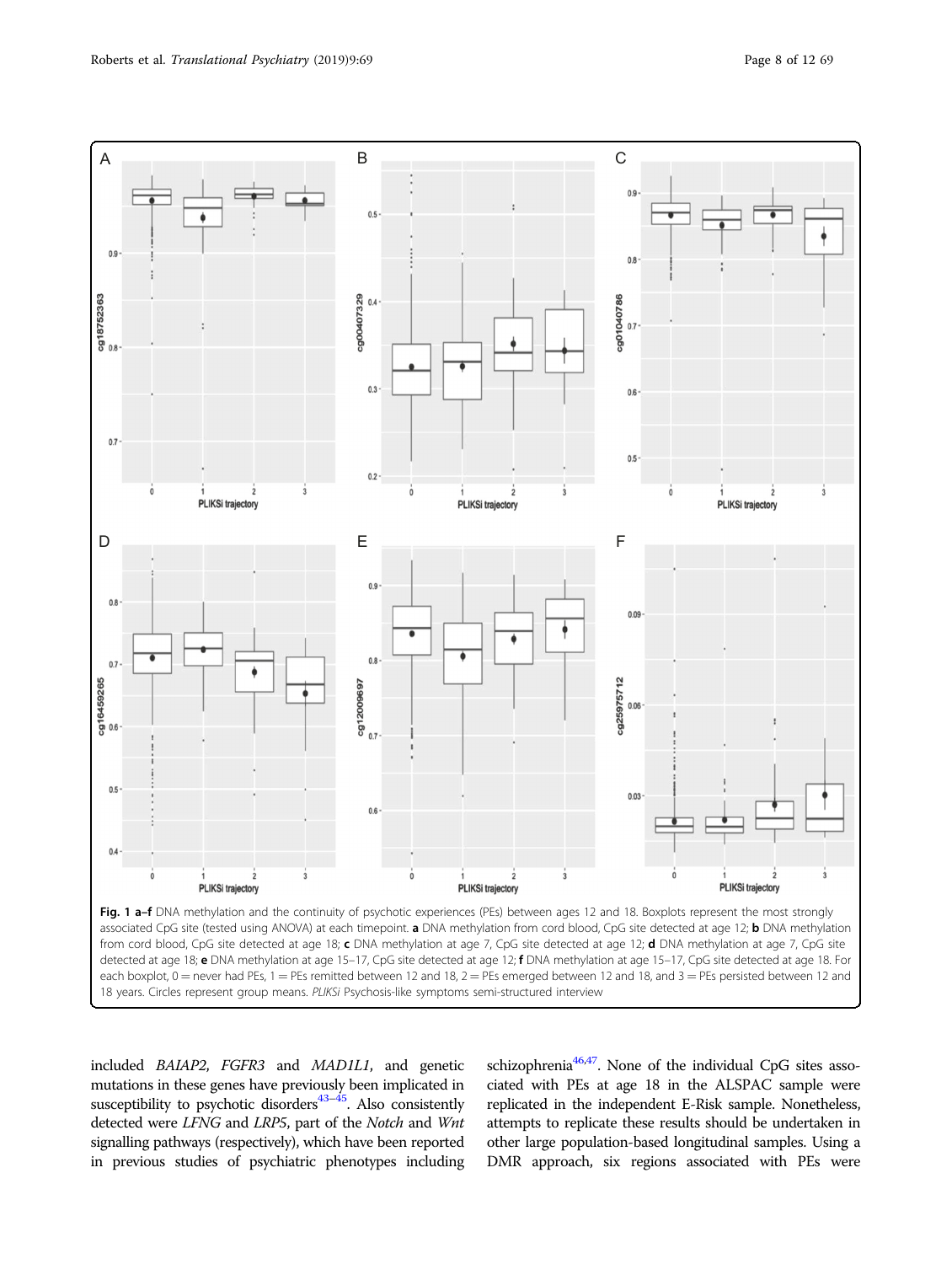**Fig. 1 a–f** DNA methylation and the continuity of psychotic experiences (PEs) between ages 12 and 18. Boxplots represent the most strongly associated CpG site (tested using ANOVA) at each timepoint. **a** DNA methylation from cord blood, CpG site detected at age 12; **b** DNA methylation from cord blood, CpG site detected at age 18; **c** DNA methylation at age 7, CpG site detected at age 12; **d** DNA methylation at age 7, CpG site detected at age 18; **e** DNA methylation at age 15–17, CpG site detected at age 12; **f** DNA methylation at age 15–17, CpG site detected at age 18. For each boxplot, 0 = never had PEs, 1 = PEs remitted between 12 and 18, 2 = PEs emerged between 12 and 18, and 3 = PEs persisted between 12 and 18 years. Circles represent group means. *PLIKSi* Psychosis-like symptoms semi-structured interview

included *BAIAP2*, *FGFR3* and *MAD1L1*, and genetic mutations in these genes have previously been implicated in susceptibility to psychotic disorders[43–45]. Also consistently detected were *LFNG* and *LRP5*, part of the *Notch* and *Wnt* signalling pathways (respectively), which have been reported in previous studies of psychiatric phenotypes including schizophrenia[46,47]. None of the individual CpG sites associated with PEs at age 18 in the ALSPAC sample were replicated in the independent E-Risk sample. Nonetheless, attempts to replicate these results should be undertaken in other large population-based longitudinal samples. Using a DMR approach, six regions associated with PEs were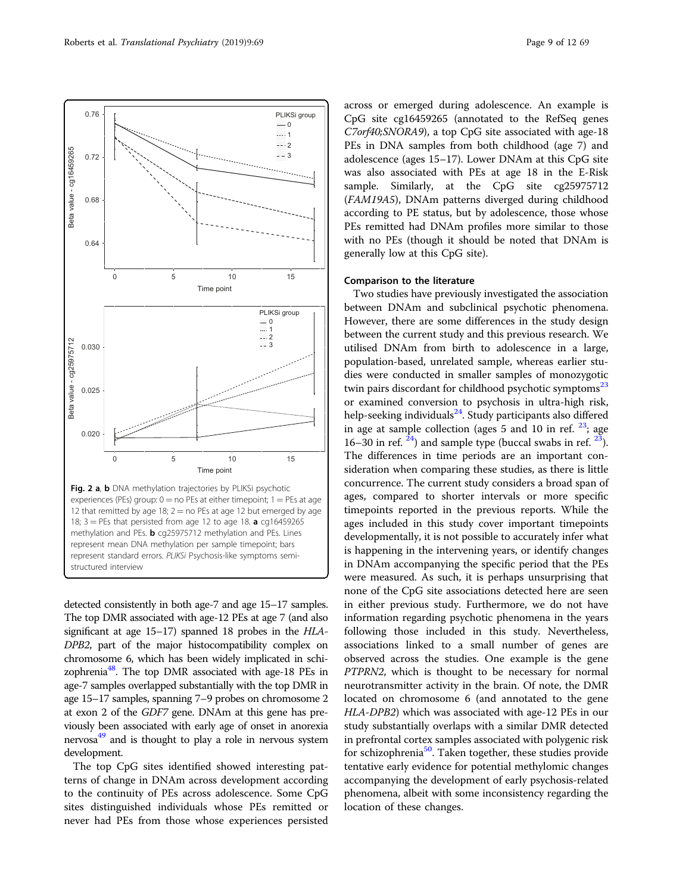Fig. 2 **a**, **b** DNA methylation trajectories by PLIKSi psychotic experiences (PEs) group: 0 = no PEs at either timepoint; 1 = PEs at age 12 that remitted by age 18; 2 = no PEs at age 12 but emerged by age 18; 3 = PEs that persisted from age 12 to age 18. **a** cg16459265 methylation and PEs. **b** cg25975712 methylation and PEs. Lines represent mean DNA methylation per sample timepoint; bars represent standard errors. *PLIKSi* Psychosis-like symptoms semi-structured interview

detected consistently in both age-7 and age 15–17 samples. The top DMR associated with age-12 PEs at age 7 (and also significant at age 15–17) spanned 18 probes in the *HLA-DPB2*, part of the major histocompatibility complex on chromosome 6, which has been widely implicated in schizophrenia[48]. The top DMR associated with age-18 PEs in age-7 samples overlapped substantially with the top DMR in age 15–17 samples, spanning 7–9 probes on chromosome 2 at exon 2 of the *GDF7* gene. DNAm at this gene has previously been associated with early age of onset in anorexia nervosa[49] and is thought to play a role in nervous system development.

The top CpG sites identified showed interesting patterns of change in DNAm across development according to the continuity of PEs across adolescence. Some CpG sites distinguished individuals whose PEs remitted or never had PEs from those whose experiences persisted across or emerged during adolescence. An example is CpG site cg16459265 (annotated to the RefSeq genes *C7orf40;SNORA9*), a top CpG site associated with age-18 PEs in DNA samples from both childhood (age 7) and adolescence (ages 15–17). Lower DNAm at this CpG site was also associated with PEs at age 18 in the E-Risk sample. Similarly, at the CpG site cg25975712 (*FAM19A5*), DNAm patterns diverged during childhood according to PE status, but by adolescence, those whose PEs remitted had DNAm profiles more similar to those with no PEs (though it should be noted that DNAm is generally low at this CpG site).

### Comparison to the literature

Two studies have previously investigated the association between DNAm and subclinical psychotic phenomena. However, there are some differences in the study design between the current study and this previous research. We utilised DNAm from birth to adolescence in a large, population-based, unrelated sample, whereas earlier studies were conducted in smaller samples of monozygotic twin pairs discordant for childhood psychotic symptoms[23] or examined conversion to psychosis in ultra-high risk, help-seeking individuals[24]. Study participants also differed in age at sample collection (ages 5 and 10 in ref. [23]; age 16–30 in ref. [24]) and sample type (buccal swabs in ref. [23]). The differences in time periods are an important consideration when comparing these studies, as there is little concurrence. The current study considers a broad span of ages, compared to shorter intervals or more specific timepoints reported in the previous reports. While the ages included in this study cover important timepoints developmentally, it is not possible to accurately infer what is happening in the intervening years, or identify changes in DNAm accompanying the specific period that the PEs were measured. As such, it is perhaps unsurprising that none of the CpG site associations detected here are seen in either previous study. Furthermore, we do not have information regarding psychotic phenomena in the years following those included in this study. Nevertheless, associations linked to a small number of genes are observed across the studies. One example is the gene *PTPRN2*, which is thought to be necessary for normal neurotransmitter activity in the brain. Of note, the DMR located on chromosome 6 (and annotated to the gene *HLA-DPB2*) which was associated with age-12 PEs in our study substantially overlaps with a similar DMR detected in prefrontal cortex samples associated with polygenic risk for schizophrenia[50]. Taken together, these studies provide tentative early evidence for potential methylomic changes accompanying the development of early psychosis-related phenomena, albeit with some inconsistency regarding the location of these changes.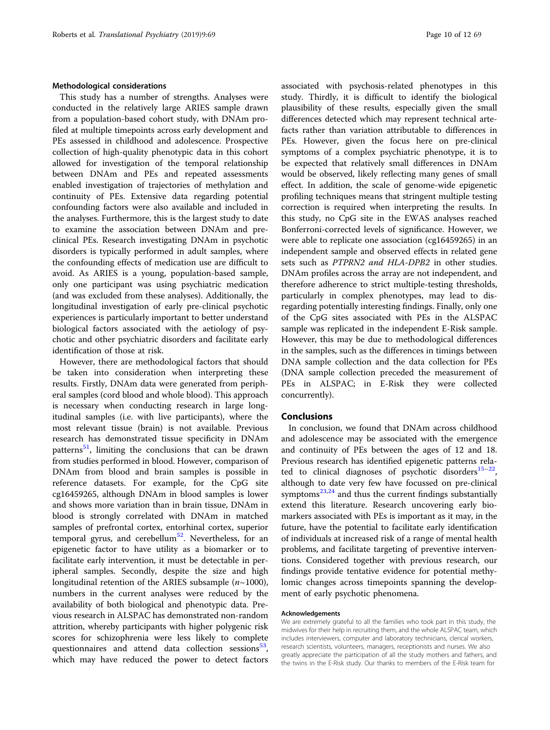### Methodological considerations

This study has a number of strengths. Analyses were conducted in the relatively large ARIES sample drawn from a population-based cohort study, with DNAm profiled at multiple timepoints across early development and PEs assessed in childhood and adolescence. Prospective collection of high-quality phenotypic data in this cohort allowed for investigation of the temporal relationship between DNAm and PEs and repeated assessments enabled investigation of trajectories of methylation and continuity of PEs. Extensive data regarding potential confounding factors were also available and included in the analyses. Furthermore, this is the largest study to date to examine the association between DNAm and pre-clinical PEs. Research investigating DNAm in psychotic disorders is typically performed in adult samples, where the confounding effects of medication use are difficult to avoid. As ARIES is a young, population-based sample, only one participant was using psychiatric medication (and was excluded from these analyses). Additionally, the longitudinal investigation of early pre-clinical psychotic experiences is particularly important to better understand biological factors associated with the aetiology of psychotic and other psychiatric disorders and facilitate early identification of those at risk.

However, there are methodological factors that should be taken into consideration when interpreting these results. Firstly, DNAm data were generated from peripheral samples (cord blood and whole blood). This approach is necessary when conducting research in large longitudinal samples (i.e. with live participants), where the most relevant tissue (brain) is not available. Previous research has demonstrated tissue specificity in DNAm patterns[51], limiting the conclusions that can be drawn from studies performed in blood. However, comparison of DNAm from blood and brain samples is possible in reference datasets. For example, for the CpG site cg16459265, although DNAm in blood samples is lower and shows more variation than in brain tissue, DNAm in blood is strongly correlated with DNAm in matched samples of prefrontal cortex, entorhinal cortex, superior temporal gyrus, and cerebellum[52]. Nevertheless, for an epigenetic factor to have utility as a biomarker or to facilitate early intervention, it must be detectable in peripheral samples. Secondly, despite the size and high longitudinal retention of the ARIES subsample ($n$~1000), numbers in the current analyses were reduced by the availability of both biological and phenotypic data. Previous research in ALSPAC has demonstrated non-random attrition, whereby participants with higher polygenic risk scores for schizophrenia were less likely to complete questionnaires and attend data collection sessions[53], which may have reduced the power to detect factors associated with psychosis-related phenotypes in this study. Thirdly, it is difficult to identify the biological plausibility of these results, especially given the small differences detected which may represent technical artefacts rather than variation attributable to differences in PEs. However, given the focus here on pre-clinical symptoms of a complex psychiatric phenotype, it is to be expected that relatively small differences in DNAm would be observed, likely reflecting many genes of small effect. In addition, the scale of genome-wide epigenetic profiling techniques means that stringent multiple testing correction is required when interpreting the results. In this study, no CpG site in the EWAS analyses reached Bonferroni-corrected levels of significance. However, we were able to replicate one association (cg16459265) in an independent sample and observed effects in related gene sets such as *PTPRN2 and HLA-DPB2* in other studies. DNAm profiles across the array are not independent, and therefore adherence to strict multiple-testing thresholds, particularly in complex phenotypes, may lead to disregarding potentially interesting findings. Finally, only one of the CpG sites associated with PEs in the ALSPAC sample was replicated in the independent E-Risk sample. However, this may be due to methodological differences in the samples, such as the differences in timings between DNA sample collection and the data collection for PEs (DNA sample collection preceded the measurement of PEs in ALSPAC; in E-Risk they were collected concurrently).

## Conclusions

In conclusion, we found that DNAm across childhood and adolescence may be associated with the emergence and continuity of PEs between the ages of 12 and 18. Previous research has identified epigenetic patterns related to clinical diagnoses of psychotic disorders[15–22], although to date very few have focussed on pre-clinical symptoms[23,24] and thus the current findings substantially extend this literature. Research uncovering early biomarkers associated with PEs is important as it may, in the future, have the potential to facilitate early identification of individuals at increased risk of a range of mental health problems, and facilitate targeting of preventive interventions. Considered together with previous research, our findings provide tentative evidence for potential methylomic changes across timepoints spanning the development of early psychotic phenomena.

#### Acknowledgements

We are extremely grateful to all the families who took part in this study, the midwives for their help in recruiting them, and the whole ALSPAC team, which includes interviewers, computer and laboratory technicians, clerical workers, research scientists, volunteers, managers, receptionists and nurses. We also greatly appreciate the participation of all the study mothers and fathers, and the twins in the E-Risk study. Our thanks to members of the E-Risk team for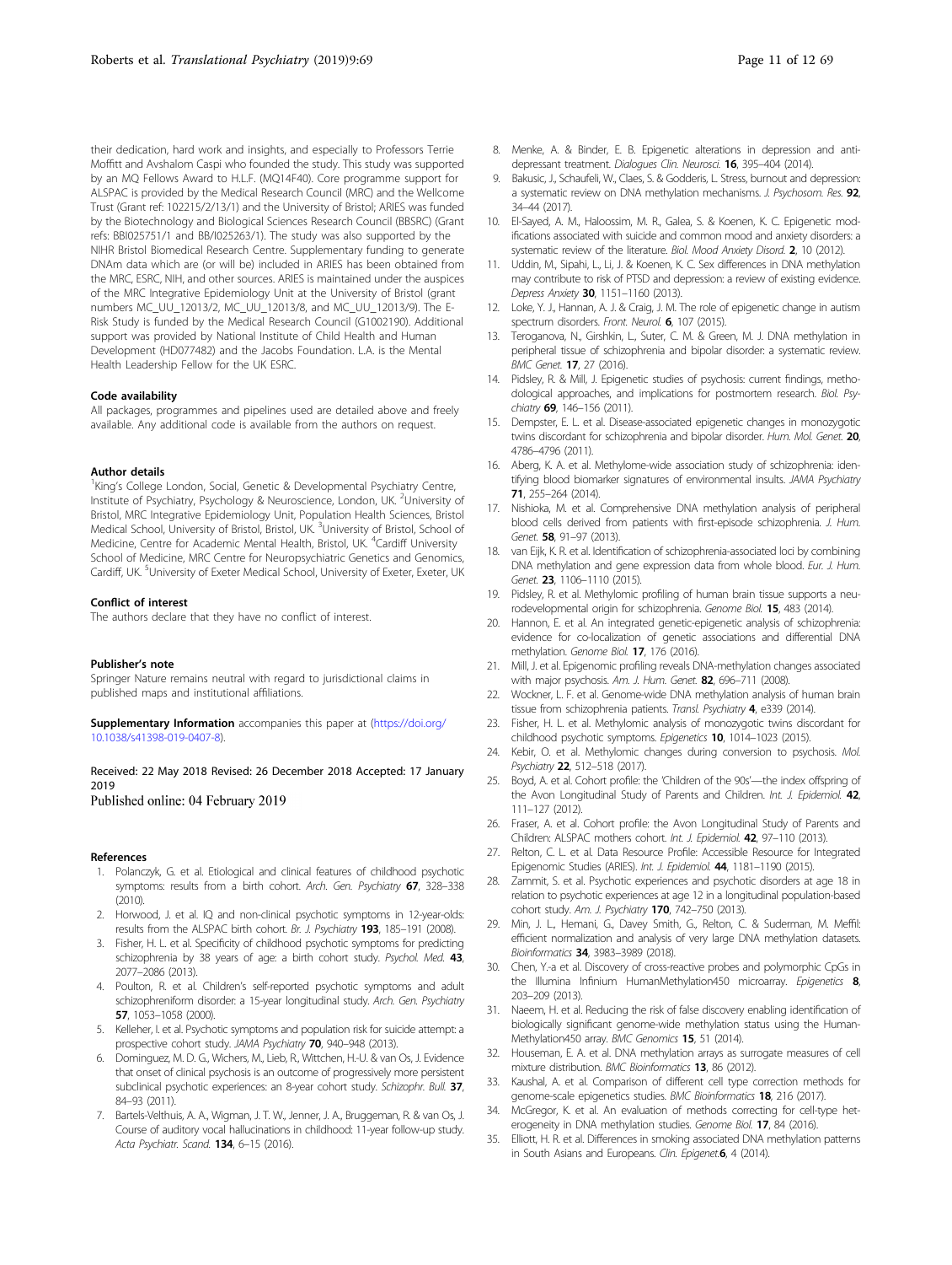their dedication, hard work and insights, and especially to Professors Terrie Moffitt and Avshalom Caspi who founded the study. This study was supported by an MQ Fellows Award to H.L.F. (MQ14F40). Core programme support for ALSPAC is provided by the Medical Research Council (MRC) and the Wellcome Trust (Grant ref: 102215/2/13/1) and the University of Bristol; ARIES was funded by the Biotechnology and Biological Sciences Research Council (BBSRC) (Grant refs: BBI025751/1 and BB/I025263/1). The study was also supported by the NIHR Bristol Biomedical Research Centre. Supplementary funding to generate DNAm data which are (or will be) included in ARIES has been obtained from the MRC, ESRC, NIH, and other sources. ARIES is maintained under the auspices of the MRC Integrative Epidemiology Unit at the University of Bristol (grant numbers MC_UU_12013/2, MC_UU_12013/8, and MC_UU_12013/9). The E-Risk Study is funded by the Medical Research Council (G1002190). Additional support was provided by National Institute of Child Health and Human Development (HD077482) and the Jacobs Foundation. L.A. is the Mental Health Leadership Fellow for the UK ESRC.

#### Code availability

All packages, programmes and pipelines used are detailed above and freely available. Any additional code is available from the authors on request.

#### Author details

[1]King's College London, Social, Genetic & Developmental Psychiatry Centre, Institute of Psychiatry, Psychology & Neuroscience, London, UK. [2]University of Bristol, MRC Integrative Epidemiology Unit, Population Health Sciences, Bristol Medical School, University of Bristol, Bristol, UK. [3]University of Bristol, School of Medicine, Centre for Academic Mental Health, Bristol, UK. [4]Cardiff University School of Medicine, MRC Centre for Neuropsychiatric Genetics and Genomics, Cardiff, UK. [5]University of Exeter Medical School, University of Exeter, Exeter, UK

#### Conflict of interest

The authors declare that they have no conflict of interest.

#### Publisher's note

Springer Nature remains neutral with regard to jurisdictional claims in published maps and institutional affiliations.

**Supplementary Information** accompanies this paper at (https://doi.org/10.1038/s41398-019-0407-8).

Received: 22 May 2018 Revised: 26 December 2018 Accepted: 17 January 2019
Published online: 04 February 2019

#### References

1. Polanczyk, G. et al. Etiological and clinical features of childhood psychotic symptoms: results from a birth cohort. *Arch. Gen. Psychiatry* **67**, 328–338 (2010).
2. Horwood, J. et al. IQ and non-clinical psychotic symptoms in 12-year-olds: results from the ALSPAC birth cohort. *Br. J. Psychiatry* **193**, 185–191 (2008).
3. Fisher, H. L. et al. Specificity of childhood psychotic symptoms for predicting schizophrenia by 38 years of age: a birth cohort study. *Psychol. Med.* **43**, 2077–2086 (2013).
4. Poulton, R. et al. Children's self-reported psychotic symptoms and adult schizophreniform disorder: a 15-year longitudinal study. *Arch. Gen. Psychiatry* **57**, 1053–1058 (2000).
5. Kelleher, I. et al. Psychotic symptoms and population risk for suicide attempt: a prospective cohort study. *JAMA Psychiatry* **70**, 940–948 (2013).
6. Dominguez, M. D. G., Wichers, M., Lieb, R., Wittchen, H.-U. & van Os, J. Evidence that onset of clinical psychosis is an outcome of progressively more persistent subclinical psychotic experiences: an 8-year cohort study. *Schizophr. Bull.* **37**, 84–93 (2011).
7. Bartels-Velthuis, A. A., Wigman, J. T. W., Jenner, J. A., Bruggeman, R. & van Os, J. Course of auditory vocal hallucinations in childhood: 11-year follow-up study. *Acta Psychiatr. Scand.* **134**, 6–15 (2016).
8. Menke, A. & Binder, E. B. Epigenetic alterations in depression and antidepressant treatment. *Dialogues Clin. Neurosci.* **16**, 395–404 (2014).
9. Bakusic, J., Schaufeli, W., Claes, S. & Godderis, L. Stress, burnout and depression: a systematic review on DNA methylation mechanisms. *J. Psychosom. Res.* **92**, 34–44 (2017).
10. El-Sayed, A. M., Haloossim, M. R., Galea, S. & Koenen, K. C. Epigenetic modifications associated with suicide and common mood and anxiety disorders: a systematic review of the literature. *Biol. Mood Anxiety Disord.* **2**, 10 (2012).
11. Uddin, M., Sipahi, L., Li, J. & Koenen, K. C. Sex differences in DNA methylation may contribute to risk of PTSD and depression: a review of existing evidence. *Depress Anxiety* **30**, 1151–1160 (2013).
12. Loke, Y. J., Hannan, A. J. & Craig, J. M. The role of epigenetic change in autism spectrum disorders. *Front. Neurol.* **6**, 107 (2015).
13. Teroganova, N., Girshkin, L., Suter, C. M. & Green, M. J. DNA methylation in peripheral tissue of schizophrenia and bipolar disorder: a systematic review. *BMC Genet.* **17**, 27 (2016).
14. Pidsley, R. & Mill, J. Epigenetic studies of psychosis: current findings, methodological approaches, and implications for postmortem research. *Biol. Psychiatry* **69**, 146–156 (2011).
15. Dempster, E. L. et al. Disease-associated epigenetic changes in monozygotic twins discordant for schizophrenia and bipolar disorder. *Hum. Mol. Genet.* **20**, 4786–4796 (2011).
16. Aberg, K. A. et al. Methylome-wide association study of schizophrenia: identifying blood biomarker signatures of environmental insults. *JAMA Psychiatry* **71**, 255–264 (2014).
17. Nishioka, M. et al. Comprehensive DNA methylation analysis of peripheral blood cells derived from patients with first-episode schizophrenia. *J. Hum. Genet.* **58**, 91–97 (2013).
18. van Eijk, K. R. et al. Identification of schizophrenia-associated loci by combining DNA methylation and gene expression data from whole blood. *Eur. J. Hum. Genet.* **23**, 1106–1110 (2015).
19. Pidsley, R. et al. Methylomic profiling of human brain tissue supports a neurodevelopmental origin for schizophrenia. *Genome Biol.* **15**, 483 (2014).
20. Hannon, E. et al. An integrated genetic-epigenetic analysis of schizophrenia: evidence for co-localization of genetic associations and differential DNA methylation. *Genome Biol.* **17**, 176 (2016).
21. Mill, J. et al. Epigenomic profiling reveals DNA-methylation changes associated with major psychosis. *Am. J. Hum. Genet.* **82**, 696–711 (2008).
22. Wockner, L. F. et al. Genome-wide DNA methylation analysis of human brain tissue from schizophrenia patients. *Transl. Psychiatry* **4**, e339 (2014).
23. Fisher, H. L. et al. Methylomic analysis of monozygotic twins discordant for childhood psychotic symptoms. *Epigenetics* **10**, 1014–1023 (2015).
24. Kebir, O. et al. Methylomic changes during conversion to psychosis. *Mol. Psychiatry* **22**, 512–518 (2017).
25. Boyd, A. et al. Cohort profile: the 'Children of the 90s'—the index offspring of the Avon Longitudinal Study of Parents and Children. *Int. J. Epidemiol.* **42**, 111–127 (2012).
26. Fraser, A. et al. Cohort profile: the Avon Longitudinal Study of Parents and Children: ALSPAC mothers cohort. *Int. J. Epidemiol.* **42**, 97–110 (2013).
27. Relton, C. L. et al. Data Resource Profile: Accessible Resource for Integrated Epigenomic Studies (ARIES). *Int. J. Epidemiol.* **44**, 1181–1190 (2015).
28. Zammit, S. et al. Psychotic experiences and psychotic disorders at age 18 in relation to psychotic experiences at age 12 in a longitudinal population-based cohort study. *Am. J. Psychiatry* **170**, 742–750 (2013).
29. Min, J. L., Hemani, G., Davey Smith, G., Relton, C. & Suderman, M. Meffil: efficient normalization and analysis of very large DNA methylation datasets. *Bioinformatics* **34**, 3983–3989 (2018).
30. Chen, Y.-a et al. Discovery of cross-reactive probes and polymorphic CpGs in the Illumina Infinium HumanMethylation450 microarray. *Epigenetics* **8**, 203–209 (2013).
31. Naeem, H. et al. Reducing the risk of false discovery enabling identification of biologically significant genome-wide methylation status using the HumanMethylation450 array. *BMC Genomics* **15**, 51 (2014).
32. Houseman, E. A. et al. DNA methylation arrays as surrogate measures of cell mixture distribution. *BMC Bioinformatics* **13**, 86 (2012).
33. Kaushal, A. et al. Comparison of different cell type correction methods for genome-scale epigenetics studies. *BMC Bioinformatics* **18**, 216 (2017).
34. McGregor, K. et al. An evaluation of methods correcting for cell-type heterogeneity in DNA methylation studies. *Genome Biol.* **17**, 84 (2016).
35. Elliott, H. R. et al. Differences in smoking associated DNA methylation patterns in South Asians and Europeans. *Clin. Epigenet.***6**, 4 (2014).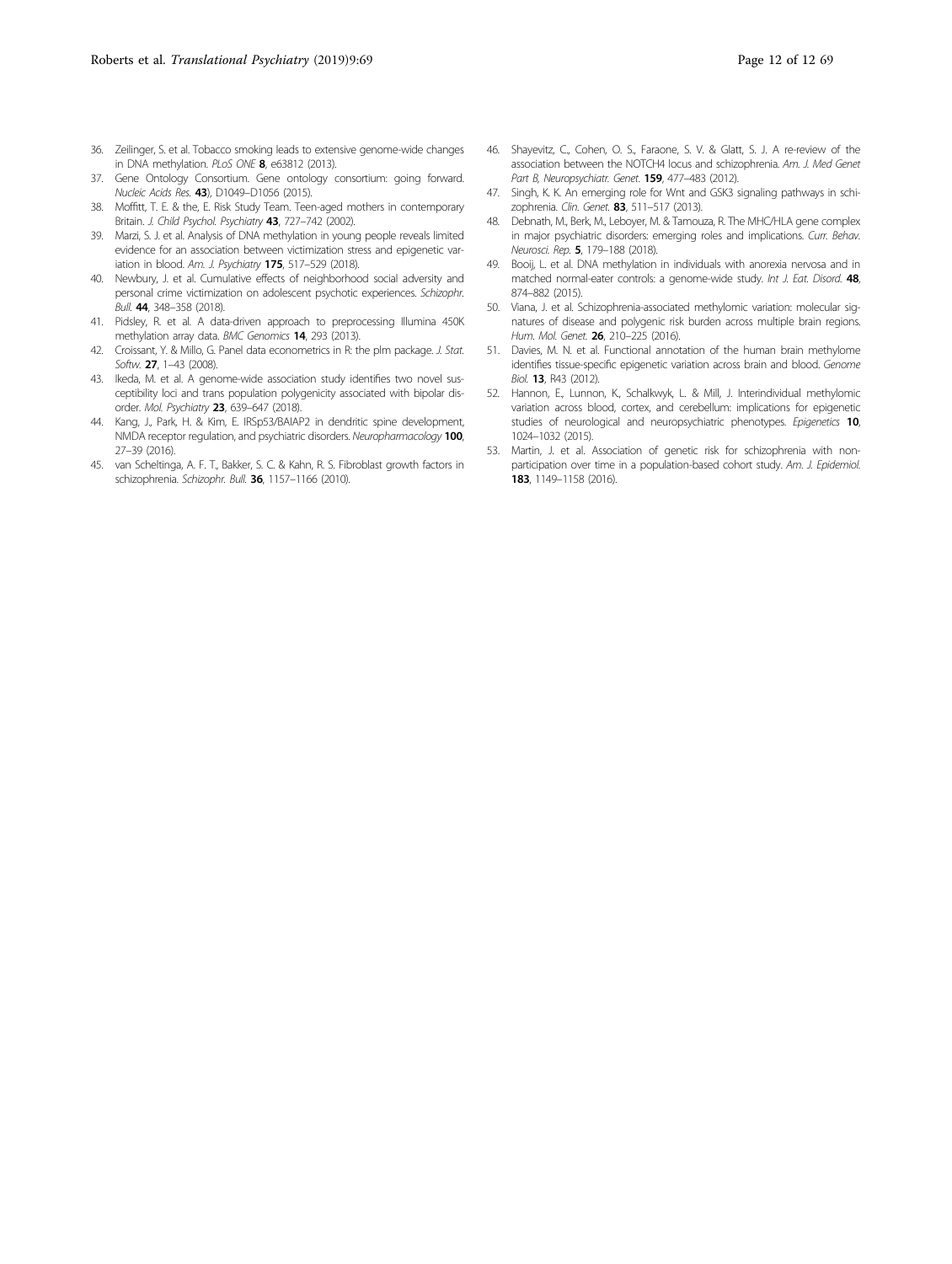36. Zeilinger, S. et al. Tobacco smoking leads to extensive genome-wide changes in DNA methylation. *PLoS ONE* **8**, e63812 (2013).
37. Gene Ontology Consortium. Gene ontology consortium: going forward. *Nucleic Acids Res.* **43**), D1049–D1056 (2015).
38. Moffitt, T. E. & the, E. Risk Study Team. Teen-aged mothers in contemporary Britain. *J. Child Psychol. Psychiatry* **43**, 727–742 (2002).
39. Marzi, S. J. et al. Analysis of DNA methylation in young people reveals limited evidence for an association between victimization stress and epigenetic variation in blood. *Am. J. Psychiatry* **175**, 517–529 (2018).
40. Newbury, J. et al. Cumulative effects of neighborhood social adversity and personal crime victimization on adolescent psychotic experiences. *Schizophr. Bull.* **44**, 348–358 (2018).
41. Pidsley, R. et al. A data-driven approach to preprocessing Illumina 450K methylation array data. *BMC Genomics* **14**, 293 (2013).
42. Croissant, Y. & Millo, G. Panel data econometrics in R: the plm package. *J. Stat. Softw.* **27**, 1–43 (2008).
43. Ikeda, M. et al. A genome-wide association study identifies two novel susceptibility loci and trans population polygenicity associated with bipolar disorder. *Mol. Psychiatry* **23**, 639–647 (2018).
44. Kang, J., Park, H. & Kim, E. IRSp53/BAIAP2 in dendritic spine development, NMDA receptor regulation, and psychiatric disorders. *Neuropharmacology* **100**, 27–39 (2016).
45. van Scheltinga, A. F. T., Bakker, S. C. & Kahn, R. S. Fibroblast growth factors in schizophrenia. *Schizophr. Bull.* **36**, 1157–1166 (2010).
46. Shayevitz, C., Cohen, O. S., Faraone, S. V. & Glatt, S. J. A re-review of the association between the NOTCH4 locus and schizophrenia. *Am. J. Med Genet Part B, Neuropsychiatr. Genet.* **159**, 477–483 (2012).
47. Singh, K. K. An emerging role for Wnt and GSK3 signaling pathways in schizophrenia. *Clin. Genet.* **83**, 511–517 (2013).
48. Debnath, M., Berk, M., Leboyer, M. & Tamouza, R. The MHC/HLA gene complex in major psychiatric disorders: emerging roles and implications. *Curr. Behav. Neurosci. Rep.* **5**, 179–188 (2018).
49. Booij, L. et al. DNA methylation in individuals with anorexia nervosa and in matched normal-eater controls: a genome-wide study. *Int J. Eat. Disord.* **48**, 874–882 (2015).
50. Viana, J. et al. Schizophrenia-associated methylomic variation: molecular signatures of disease and polygenic risk burden across multiple brain regions. *Hum. Mol. Genet.* **26**, 210–225 (2016).
51. Davies, M. N. et al. Functional annotation of the human brain methylome identifies tissue-specific epigenetic variation across brain and blood. *Genome Biol.* **13**, R43 (2012).
52. Hannon, E., Lunnon, K., Schalkwyk, L. & Mill, J. Interindividual methylomic variation across blood, cortex, and cerebellum: implications for epigenetic studies of neurological and neuropsychiatric phenotypes. *Epigenetics* **10**, 1024–1032 (2015).
53. Martin, J. et al. Association of genetic risk for schizophrenia with non-participation over time in a population-based cohort study. *Am. J. Epidemiol.* **183**, 1149–1158 (2016).